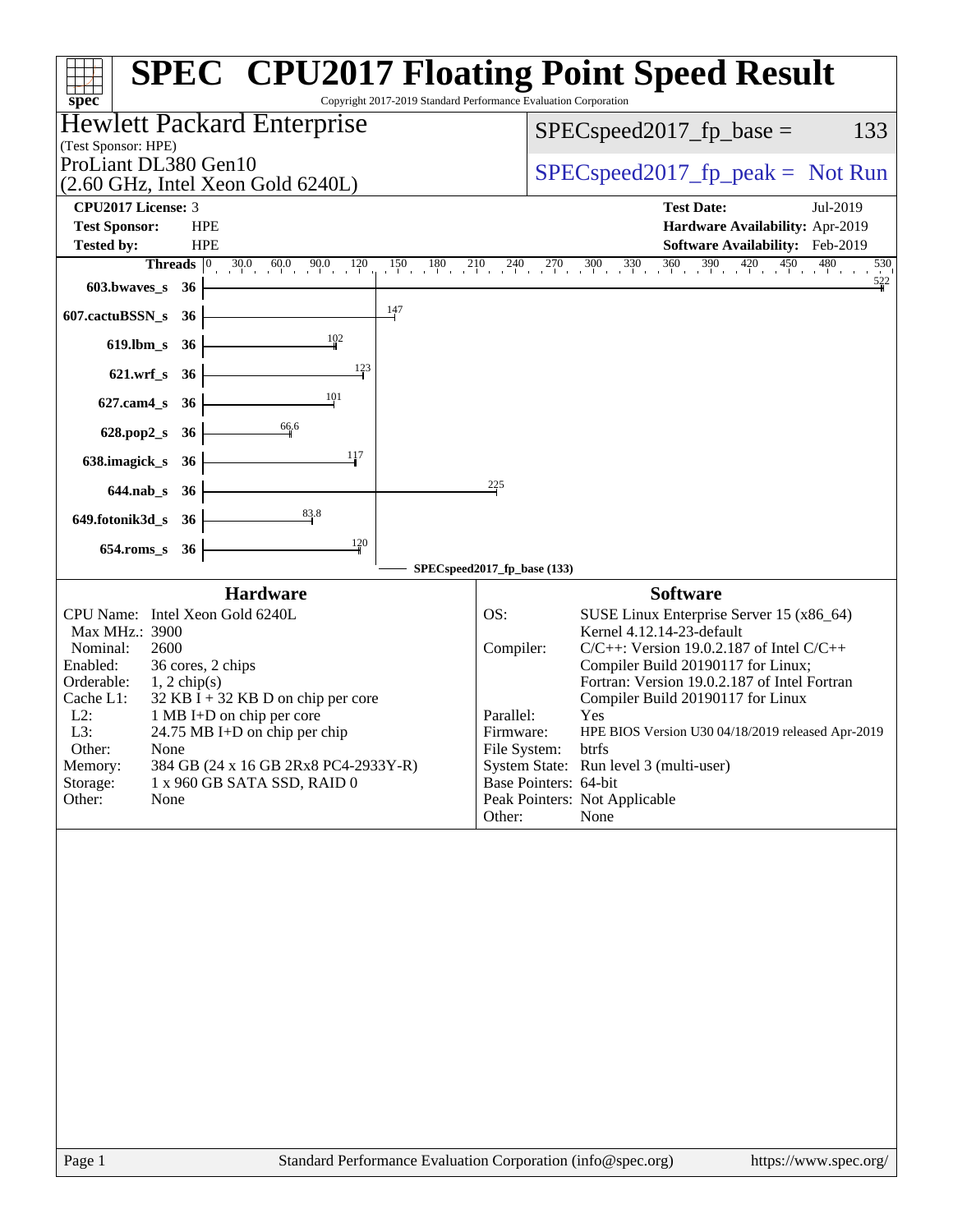# SPEC CPU2017 Floating Point Speed Result

Copyright 2017-2019 Standard Performance Evaluation Corporation

## Hewlett Packard Enterprise

(Test Sponsor: HPE)

ProLiant DL380 Gen10
(2.60 GHz, Intel Xeon Gold 6240L)

SPECspeed2017_fp_base = 133

SPECspeed2017_fp_peak = Not Run

| | | | |
|---|---|---|---|
| **CPU2017 License:** | 3 | **Test Date:** | Jul-2019 |
| **Test Sponsor:** | HPE | **Hardware Availability:** | Apr-2019 |
| **Tested by:** | HPE | **Software Availability:** | Feb-2019 |

| Benchmark | Threads | Base Ratio |
|---|---|---|
| 603.bwaves_s | 36 | 522 |
| 607.cactuBSSN_s | 36 | 147 |
| 619.lbm_s | 36 | 102 |
| 621.wrf_s | 36 | 123 |
| 627.cam4_s | 36 | 101 |
| 628.pop2_s | 36 | 66.6 |
| 638.imagick_s | 36 | 117 |
| 644.nab_s | 36 | 225 |
| 649.fotonik3d_s | 36 | 83.8 |
| 654.roms_s | 36 | 120 |

SPECspeed2017_fp_base (133)

### Hardware

| | |
|---|---|
| CPU Name: | Intel Xeon Gold 6240L |
| Max MHz.: | 3900 |
| Nominal: | 2600 |
| Enabled: | 36 cores, 2 chips |
| Orderable: | 1, 2 chip(s) |
| Cache L1: | 32 KB I + 32 KB D on chip per core |
| L2: | 1 MB I+D on chip per core |
| L3: | 24.75 MB I+D on chip per chip |
| Other: | None |
| Memory: | 384 GB (24 x 16 GB 2Rx8 PC4-2933Y-R) |
| Storage: | 1 x 960 GB SATA SSD, RAID 0 |
| Other: | None |

### Software

| | |
|---|---|
| OS: | SUSE Linux Enterprise Server 15 (x86_64) Kernel 4.12.14-23-default |
| Compiler: | C/C++: Version 19.0.2.187 of Intel C/C++ Compiler Build 20190117 for Linux; Fortran: Version 19.0.2.187 of Intel Fortran Compiler Build 20190117 for Linux |
| Parallel: | Yes |
| Firmware: | HPE BIOS Version U30 04/18/2019 released Apr-2019 |
| File System: | btrfs |
| System State: | Run level 3 (multi-user) |
| Base Pointers: | 64-bit |
| Peak Pointers: | Not Applicable |
| Other: | None |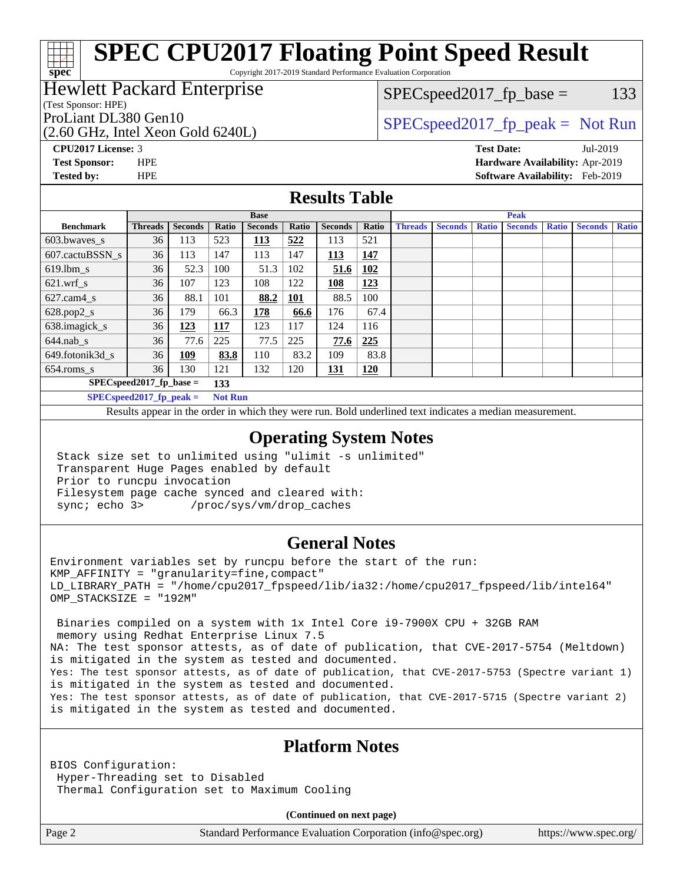# SPEC CPU2017 Floating Point Speed Result

Copyright 2017-2019 Standard Performance Evaluation Corporation

**Hewlett Packard Enterprise**
(Test Sponsor: HPE)
ProLiant DL380 Gen10
(2.60 GHz, Intel Xeon Gold 6240L)

SPECspeed2017_fp_base = 133

SPECspeed2017_fp_peak = Not Run

**CPU2017 License:** 3
**Test Sponsor:** HPE
**Tested by:** HPE

**Test Date:** Jul-2019
**Hardware Availability:** Apr-2019
**Software Availability:** Feb-2019

## Results Table

| | Base | | | | | | | Peak | | | | | | |
|---|---|---|---|---|---|---|---|---|---|---|---|---|---|---|
| **Benchmark** | **Threads** | **Seconds** | **Ratio** | **Seconds** | **Ratio** | **Seconds** | **Ratio** | **Threads** | **Seconds** | **Ratio** | **Seconds** | **Ratio** | **Seconds** | **Ratio** |
| 603.bwaves_s | 36 | 113 | 523 | **113** | **522** | 113 | 521 | | | | | | | |
| 607.cactuBSSN_s | 36 | 113 | 147 | 113 | 147 | **113** | **147** | | | | | | | |
| 619.lbm_s | 36 | 52.3 | 100 | 51.3 | 102 | **51.6** | **102** | | | | | | | |
| 621.wrf_s | 36 | 107 | 123 | 108 | 122 | **108** | **123** | | | | | | | |
| 627.cam4_s | 36 | 88.1 | 101 | **88.2** | **101** | 88.5 | 100 | | | | | | | |
| 628.pop2_s | 36 | 179 | 66.3 | **178** | **66.6** | 176 | 67.4 | | | | | | | |
| 638.imagick_s | 36 | **123** | **117** | 123 | 117 | 124 | 116 | | | | | | | |
| 644.nab_s | 36 | 77.6 | 225 | 77.5 | 225 | **77.6** | **225** | | | | | | | |
| 649.fotonik3d_s | 36 | **109** | **83.8** | 110 | 83.2 | 109 | 83.8 | | | | | | | |
| 654.roms_s | 36 | 130 | 121 | 132 | 120 | **131** | **120** | | | | | | | |

**SPECspeed2017_fp_base =** **133**

**SPECspeed2017_fp_peak =** **Not Run**

Results appear in the order in which they were run. Bold underlined text indicates a median measurement.

## Operating System Notes

```
Stack size set to unlimited using "ulimit -s unlimited"
Transparent Huge Pages enabled by default
Prior to runcpu invocation
Filesystem page cache synced and cleared with:
sync; echo 3>       /proc/sys/vm/drop_caches
```

## General Notes

```
Environment variables set by runcpu before the start of the run:
KMP_AFFINITY = "granularity=fine,compact"
LD_LIBRARY_PATH = "/home/cpu2017_fpspeed/lib/ia32:/home/cpu2017_fpspeed/lib/intel64"
OMP_STACKSIZE = "192M"

 Binaries compiled on a system with 1x Intel Core i9-7900X CPU + 32GB RAM
 memory using Redhat Enterprise Linux 7.5
NA: The test sponsor attests, as of date of publication, that CVE-2017-5754 (Meltdown)
is mitigated in the system as tested and documented.
Yes: The test sponsor attests, as of date of publication, that CVE-2017-5753 (Spectre variant 1)
is mitigated in the system as tested and documented.
Yes: The test sponsor attests, as of date of publication, that CVE-2017-5715 (Spectre variant 2)
is mitigated in the system as tested and documented.
```

## Platform Notes

```
BIOS Configuration:
 Hyper-Threading set to Disabled
 Thermal Configuration set to Maximum Cooling
```

**(Continued on next page)**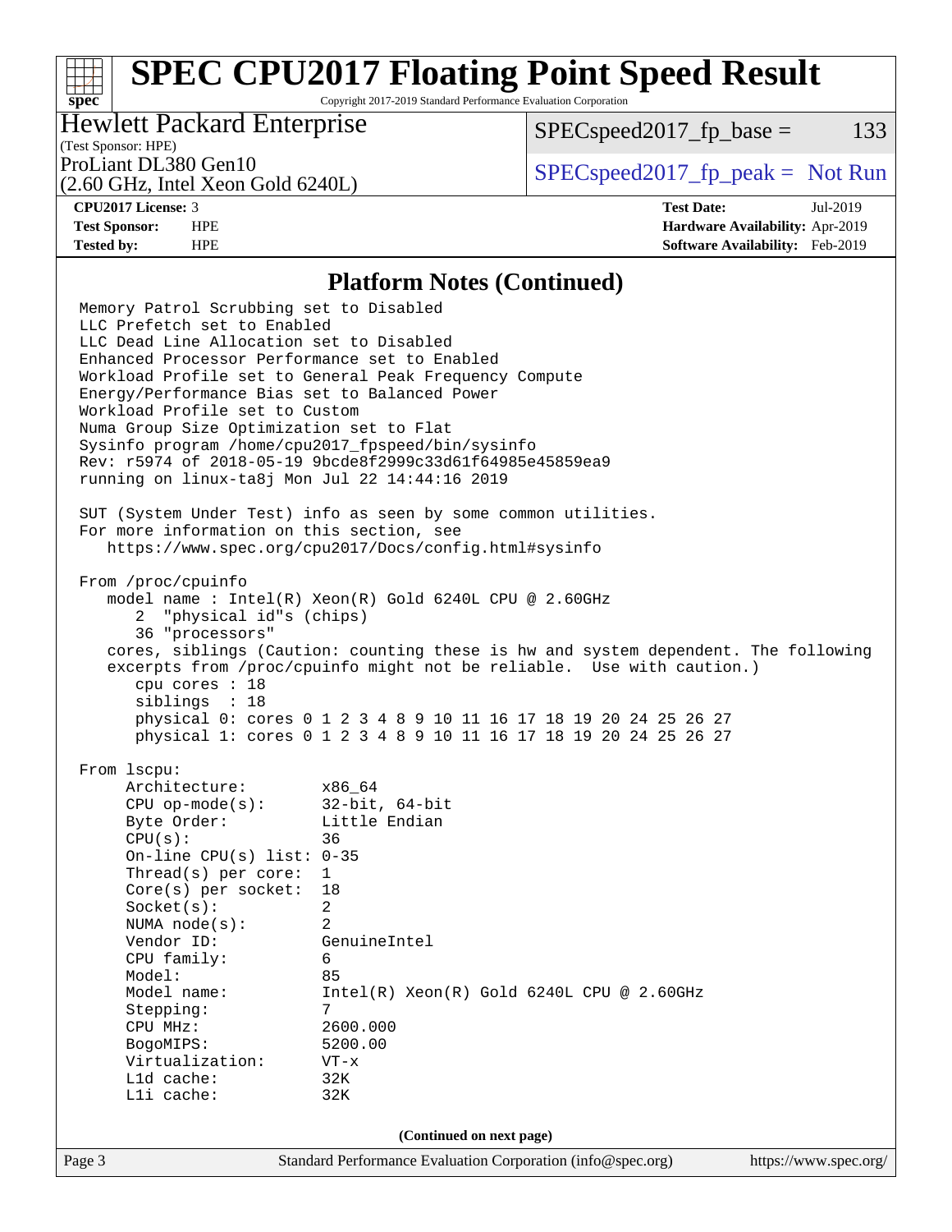## Platform Notes (Continued)

```
Memory Patrol Scrubbing set to Disabled
LLC Prefetch set to Enabled
LLC Dead Line Allocation set to Disabled
Enhanced Processor Performance set to Enabled
Workload Profile set to General Peak Frequency Compute
Energy/Performance Bias set to Balanced Power
Workload Profile set to Custom
Numa Group Size Optimization set to Flat
Sysinfo program /home/cpu2017_fpspeed/bin/sysinfo
Rev: r5974 of 2018-05-19 9bcde8f2999c33d61f64985e45859ea9
running on linux-ta8j Mon Jul 22 14:44:16 2019

SUT (System Under Test) info as seen by some common utilities.
For more information on this section, see
   https://www.spec.org/cpu2017/Docs/config.html#sysinfo

From /proc/cpuinfo
   model name : Intel(R) Xeon(R) Gold 6240L CPU @ 2.60GHz
      2  "physical id"s (chips)
      36 "processors"
   cores, siblings (Caution: counting these is hw and system dependent. The following
   excerpts from /proc/cpuinfo might not be reliable.  Use with caution.)
      cpu cores : 18
      siblings  : 18
      physical 0: cores 0 1 2 3 4 8 9 10 11 16 17 18 19 20 24 25 26 27
      physical 1: cores 0 1 2 3 4 8 9 10 11 16 17 18 19 20 24 25 26 27

From lscpu:
     Architecture:        x86_64
     CPU op-mode(s):      32-bit, 64-bit
     Byte Order:          Little Endian
     CPU(s):              36
     On-line CPU(s) list: 0-35
     Thread(s) per core:  1
     Core(s) per socket:  18
     Socket(s):           2
     NUMA node(s):        2
     Vendor ID:           GenuineIntel
     CPU family:          6
     Model:               85
     Model name:          Intel(R) Xeon(R) Gold 6240L CPU @ 2.60GHz
     Stepping:            7
     CPU MHz:             2600.000
     BogoMIPS:            5200.00
     Virtualization:      VT-x
     L1d cache:           32K
     L1i cache:           32K
```

**(Continued on next page)**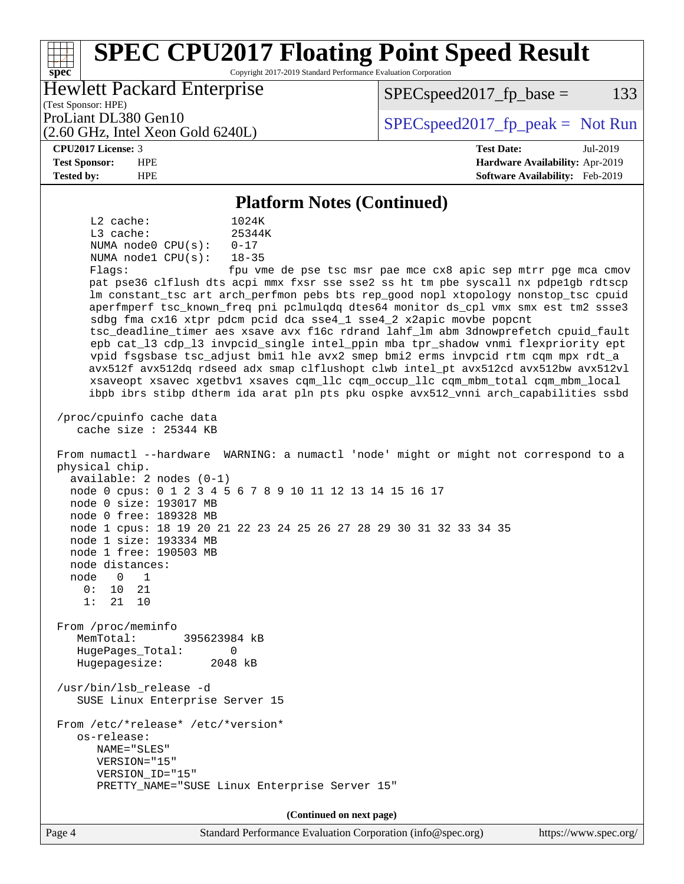## Platform Notes (Continued)

```
     L2 cache:              1024K
     L3 cache:              25344K
     NUMA node0 CPU(s):     0-17
     NUMA node1 CPU(s):     18-35
     Flags:                 fpu vme de pse tsc msr pae mce cx8 apic sep mtrr pge mca cmov
     pat pse36 clflush dts acpi mmx fxsr sse sse2 ss ht tm pbe syscall nx pdpe1gb rdtscp
     lm constant_tsc art arch_perfmon pebs bts rep_good nopl xtopology nonstop_tsc cpuid
     aperfmperf tsc_known_freq pni pclmulqdq dtes64 monitor ds_cpl vmx smx est tm2 ssse3
     sdbg fma cx16 xtpr pdcm pcid dca sse4_1 sse4_2 x2apic movbe popcnt
     tsc_deadline_timer aes xsave avx f16c rdrand lahf_lm abm 3dnowprefetch cpuid_fault
     epb cat_l3 cdp_l3 invpcid_single intel_ppin mba tpr_shadow vnmi flexpriority ept
     vpid fsgsbase tsc_adjust bmi1 hle avx2 smep bmi2 erms invpcid rtm cqm mpx rdt_a
     avx512f avx512dq rdseed adx smap clflushopt clwb intel_pt avx512cd avx512bw avx512vl
     xsaveopt xsavec xgetbv1 xsaves cqm_llc cqm_occup_llc cqm_mbm_total cqm_mbm_local
     ibpb ibrs stibp dtherm ida arat pln pts pku ospke avx512_vnni arch_capabilities ssbd

 /proc/cpuinfo cache data
    cache size : 25344 KB

 From numactl --hardware  WARNING: a numactl 'node' might or might not correspond to a
 physical chip.
   available: 2 nodes (0-1)
   node 0 cpus: 0 1 2 3 4 5 6 7 8 9 10 11 12 13 14 15 16 17
   node 0 size: 193017 MB
   node 0 free: 189328 MB
   node 1 cpus: 18 19 20 21 22 23 24 25 26 27 28 29 30 31 32 33 34 35
   node 1 size: 193334 MB
   node 1 free: 190503 MB
   node distances:
   node   0   1
     0:  10  21
     1:  21  10

 From /proc/meminfo
    MemTotal:       395623984 kB
    HugePages_Total:       0
    Hugepagesize:       2048 kB

 /usr/bin/lsb_release -d
    SUSE Linux Enterprise Server 15

 From /etc/*release* /etc/*version*
    os-release:
       NAME="SLES"
       VERSION="15"
       VERSION_ID="15"
       PRETTY_NAME="SUSE Linux Enterprise Server 15"
```

(Continued on next page)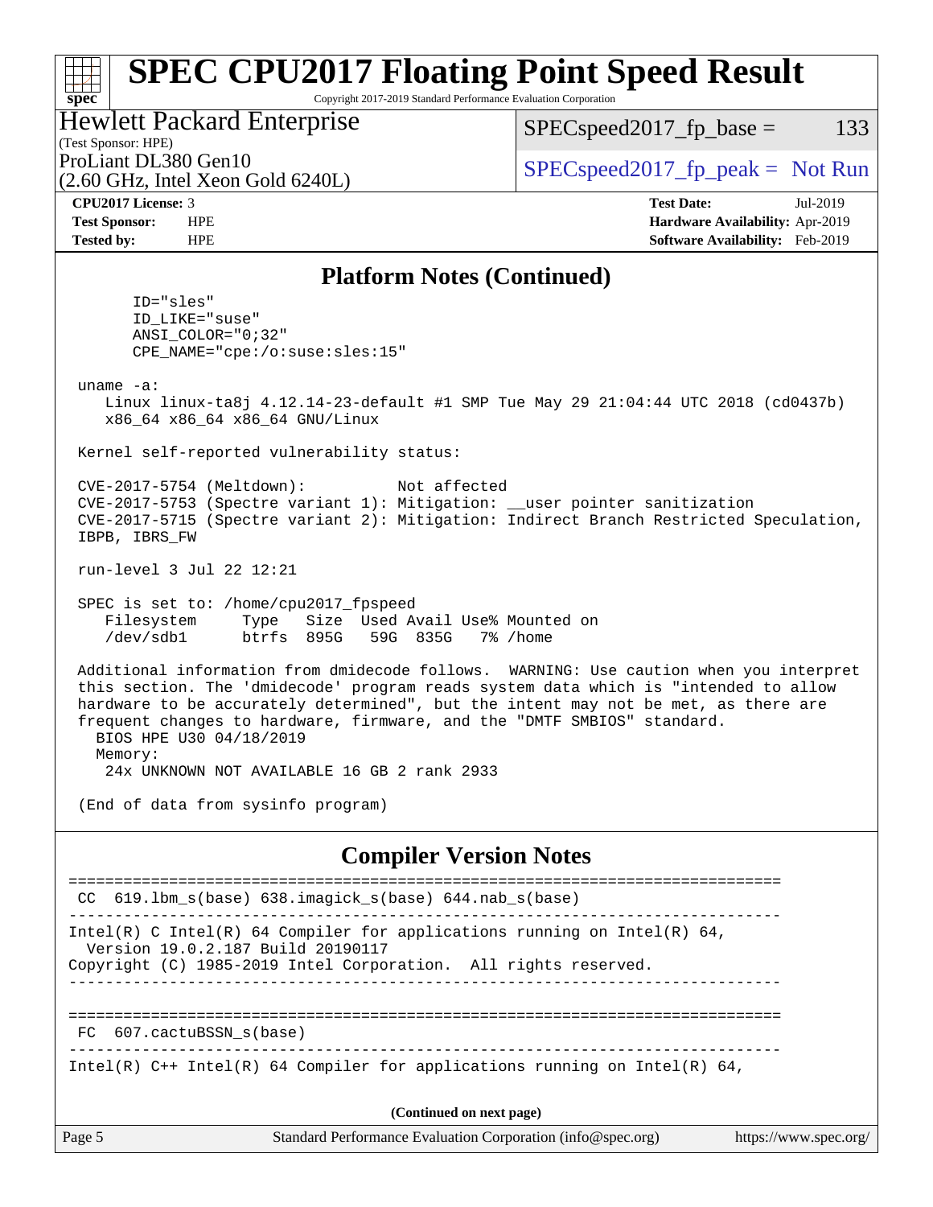## Platform Notes (Continued)

```
      ID="sles"
      ID_LIKE="suse"
      ANSI_COLOR="0;32"
      CPE_NAME="cpe:/o:suse:sles:15"

 uname -a:
    Linux linux-ta8j 4.12.14-23-default #1 SMP Tue May 29 21:04:44 UTC 2018 (cd0437b)
    x86_64 x86_64 x86_64 GNU/Linux

 Kernel self-reported vulnerability status:

 CVE-2017-5754 (Meltdown):          Not affected
 CVE-2017-5753 (Spectre variant 1): Mitigation: __user pointer sanitization
 CVE-2017-5715 (Spectre variant 2): Mitigation: Indirect Branch Restricted Speculation,
 IBPB, IBRS_FW

 run-level 3 Jul 22 12:21

 SPEC is set to: /home/cpu2017_fpspeed
    Filesystem     Type   Size  Used Avail Use% Mounted on
    /dev/sdb1      btrfs  895G   59G  835G   7% /home

 Additional information from dmidecode follows.  WARNING: Use caution when you interpret
 this section. The 'dmidecode' program reads system data which is "intended to allow
 hardware to be accurately determined", but the intent may not be met, as there are
 frequent changes to hardware, firmware, and the "DMTF SMBIOS" standard.
   BIOS HPE U30 04/18/2019
   Memory:
    24x UNKNOWN NOT AVAILABLE 16 GB 2 rank 2933

 (End of data from sysinfo program)
```

## Compiler Version Notes

```
==============================================================================
 CC  619.lbm_s(base) 638.imagick_s(base) 644.nab_s(base)
------------------------------------------------------------------------------
Intel(R) C Intel(R) 64 Compiler for applications running on Intel(R) 64,
  Version 19.0.2.187 Build 20190117
Copyright (C) 1985-2019 Intel Corporation.  All rights reserved.
------------------------------------------------------------------------------

==============================================================================
 FC  607.cactuBSSN_s(base)
------------------------------------------------------------------------------
Intel(R) C++ Intel(R) 64 Compiler for applications running on Intel(R) 64,
```

(Continued on next page)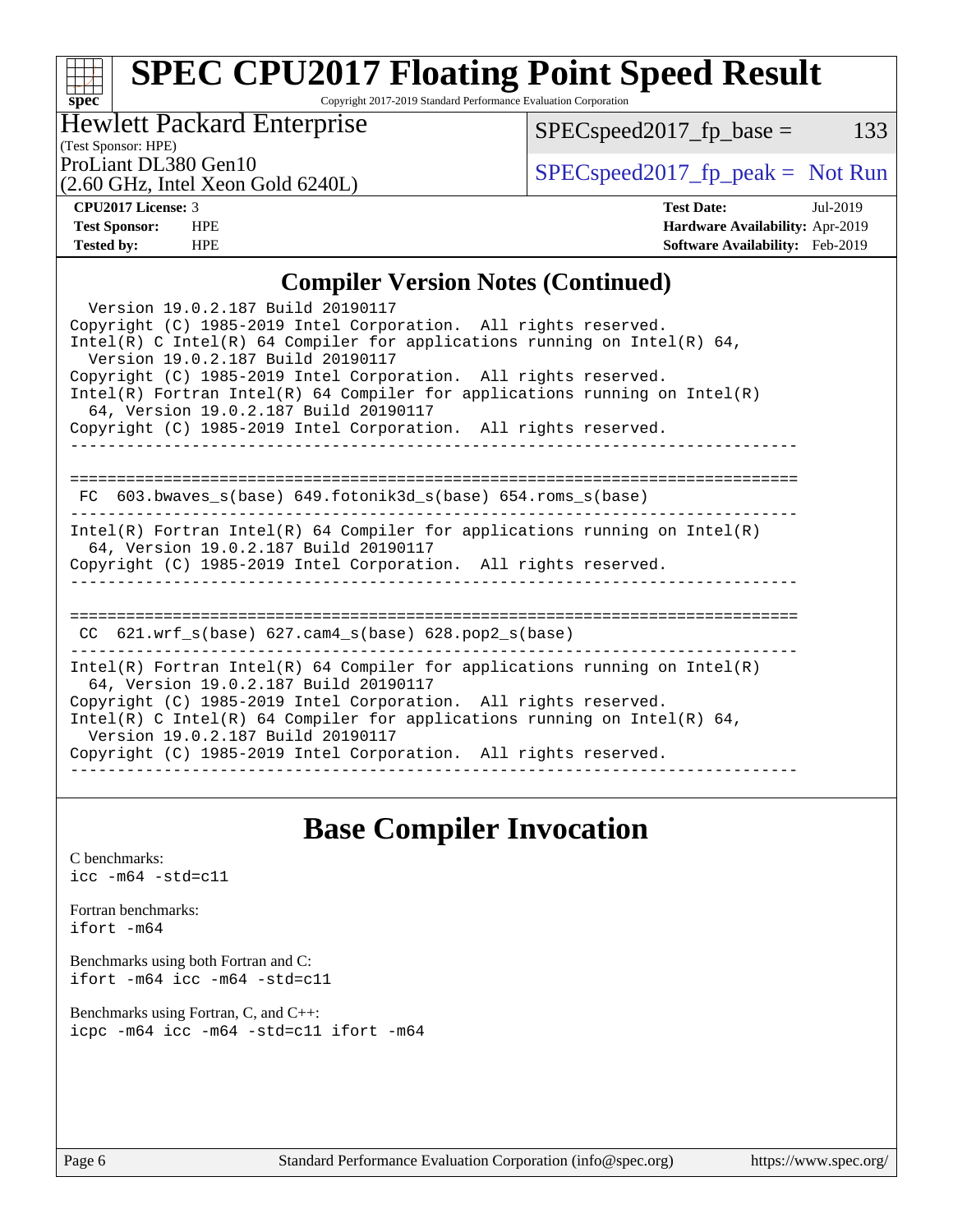# SPEC CPU2017 Floating Point Speed Result

Copyright 2017-2019 Standard Performance Evaluation Corporation

Hewlett Packard Enterprise
(Test Sponsor: HPE)
ProLiant DL380 Gen10
(2.60 GHz, Intel Xeon Gold 6240L)

SPECspeed2017_fp_base = 133

SPECspeed2017_fp_peak = Not Run

**CPU2017 License:** 3
**Test Sponsor:** HPE
**Tested by:** HPE

**Test Date:** Jul-2019
**Hardware Availability:** Apr-2019
**Software Availability:** Feb-2019

## Compiler Version Notes (Continued)

```
  Version 19.0.2.187 Build 20190117
Copyright (C) 1985-2019 Intel Corporation.  All rights reserved.
Intel(R) C Intel(R) 64 Compiler for applications running on Intel(R) 64,
  Version 19.0.2.187 Build 20190117
Copyright (C) 1985-2019 Intel Corporation.  All rights reserved.
Intel(R) Fortran Intel(R) 64 Compiler for applications running on Intel(R)
  64, Version 19.0.2.187 Build 20190117
Copyright (C) 1985-2019 Intel Corporation.  All rights reserved.
------------------------------------------------------------------------------

==============================================================================
 FC  603.bwaves_s(base) 649.fotonik3d_s(base) 654.roms_s(base)
------------------------------------------------------------------------------
Intel(R) Fortran Intel(R) 64 Compiler for applications running on Intel(R)
  64, Version 19.0.2.187 Build 20190117
Copyright (C) 1985-2019 Intel Corporation.  All rights reserved.
------------------------------------------------------------------------------

==============================================================================
 CC  621.wrf_s(base) 627.cam4_s(base) 628.pop2_s(base)
------------------------------------------------------------------------------
Intel(R) Fortran Intel(R) 64 Compiler for applications running on Intel(R)
  64, Version 19.0.2.187 Build 20190117
Copyright (C) 1985-2019 Intel Corporation.  All rights reserved.
Intel(R) C Intel(R) 64 Compiler for applications running on Intel(R) 64,
  Version 19.0.2.187 Build 20190117
Copyright (C) 1985-2019 Intel Corporation.  All rights reserved.
------------------------------------------------------------------------------
```

## Base Compiler Invocation

C benchmarks:
`icc -m64 -std=c11`

Fortran benchmarks:
`ifort -m64`

Benchmarks using both Fortran and C:
`ifort -m64 icc -m64 -std=c11`

Benchmarks using Fortran, C, and C++:
`icpc -m64 icc -m64 -std=c11 ifort -m64`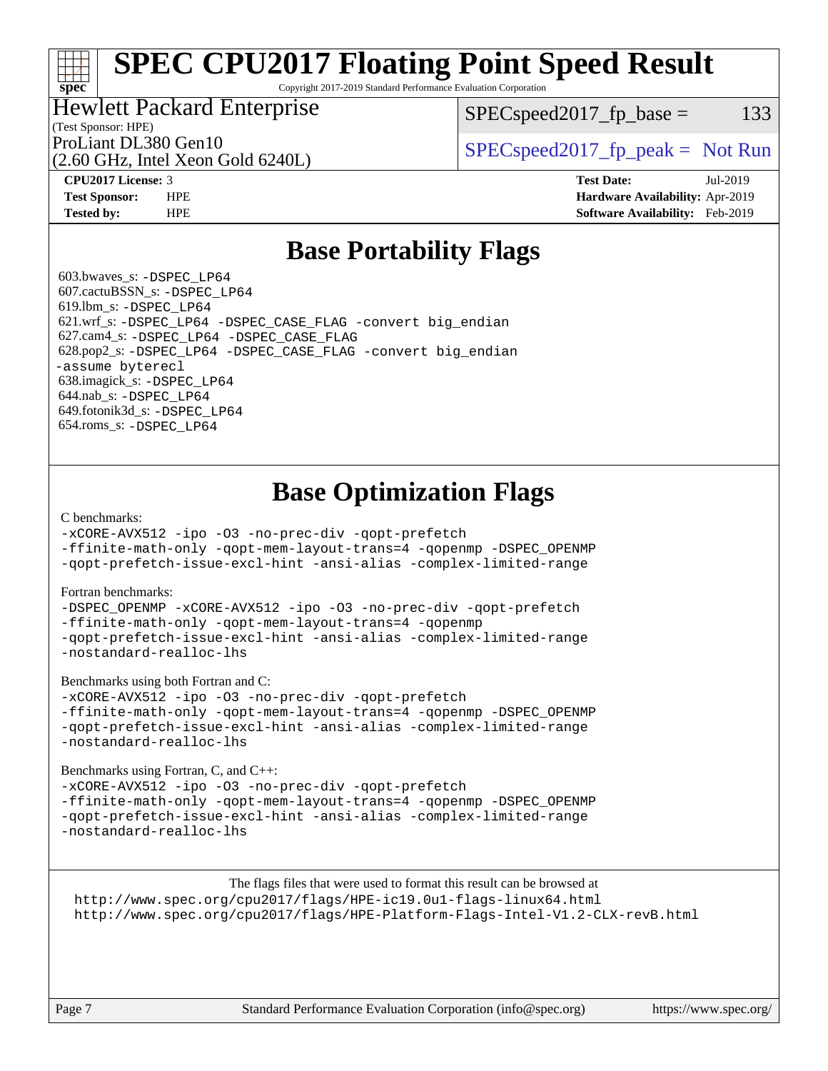# SPEC CPU2017 Floating Point Speed Result

Copyright 2017-2019 Standard Performance Evaluation Corporation

**Hewlett Packard Enterprise**
(Test Sponsor: HPE)

ProLiant DL380 Gen10
(2.60 GHz, Intel Xeon Gold 6240L)

SPECspeed2017_fp_base = 133

SPECspeed2017_fp_peak = Not Run

| | | | |
|---|---|---|---|
| **CPU2017 License:** | 3 | **Test Date:** | Jul-2019 |
| **Test Sponsor:** | HPE | **Hardware Availability:** | Apr-2019 |
| **Tested by:** | HPE | **Software Availability:** | Feb-2019 |

## Base Portability Flags

603.bwaves_s: `-DSPEC_LP64`
607.cactuBSSN_s: `-DSPEC_LP64`
619.lbm_s: `-DSPEC_LP64`
621.wrf_s: `-DSPEC_LP64 -DSPEC_CASE_FLAG -convert big_endian`
627.cam4_s: `-DSPEC_LP64 -DSPEC_CASE_FLAG`
628.pop2_s: `-DSPEC_LP64 -DSPEC_CASE_FLAG -convert big_endian -assume byterecl`
638.imagick_s: `-DSPEC_LP64`
644.nab_s: `-DSPEC_LP64`
649.fotonik3d_s: `-DSPEC_LP64`
654.roms_s: `-DSPEC_LP64`

## Base Optimization Flags

C benchmarks:

```
-xCORE-AVX512 -ipo -O3 -no-prec-div -qopt-prefetch
-ffinite-math-only -qopt-mem-layout-trans=4 -qopenmp -DSPEC_OPENMP
-qopt-prefetch-issue-excl-hint -ansi-alias -complex-limited-range
```

Fortran benchmarks:

```
-DSPEC_OPENMP -xCORE-AVX512 -ipo -O3 -no-prec-div -qopt-prefetch
-ffinite-math-only -qopt-mem-layout-trans=4 -qopenmp
-qopt-prefetch-issue-excl-hint -ansi-alias -complex-limited-range
-nostandard-realloc-lhs
```

Benchmarks using both Fortran and C:

```
-xCORE-AVX512 -ipo -O3 -no-prec-div -qopt-prefetch
-ffinite-math-only -qopt-mem-layout-trans=4 -qopenmp -DSPEC_OPENMP
-qopt-prefetch-issue-excl-hint -ansi-alias -complex-limited-range
-nostandard-realloc-lhs
```

Benchmarks using Fortran, C, and C++:

```
-xCORE-AVX512 -ipo -O3 -no-prec-div -qopt-prefetch
-ffinite-math-only -qopt-mem-layout-trans=4 -qopenmp -DSPEC_OPENMP
-qopt-prefetch-issue-excl-hint -ansi-alias -complex-limited-range
-nostandard-realloc-lhs
```

The flags files that were used to format this result can be browsed at
http://www.spec.org/cpu2017/flags/HPE-ic19.0u1-flags-linux64.html
http://www.spec.org/cpu2017/flags/HPE-Platform-Flags-Intel-V1.2-CLX-revB.html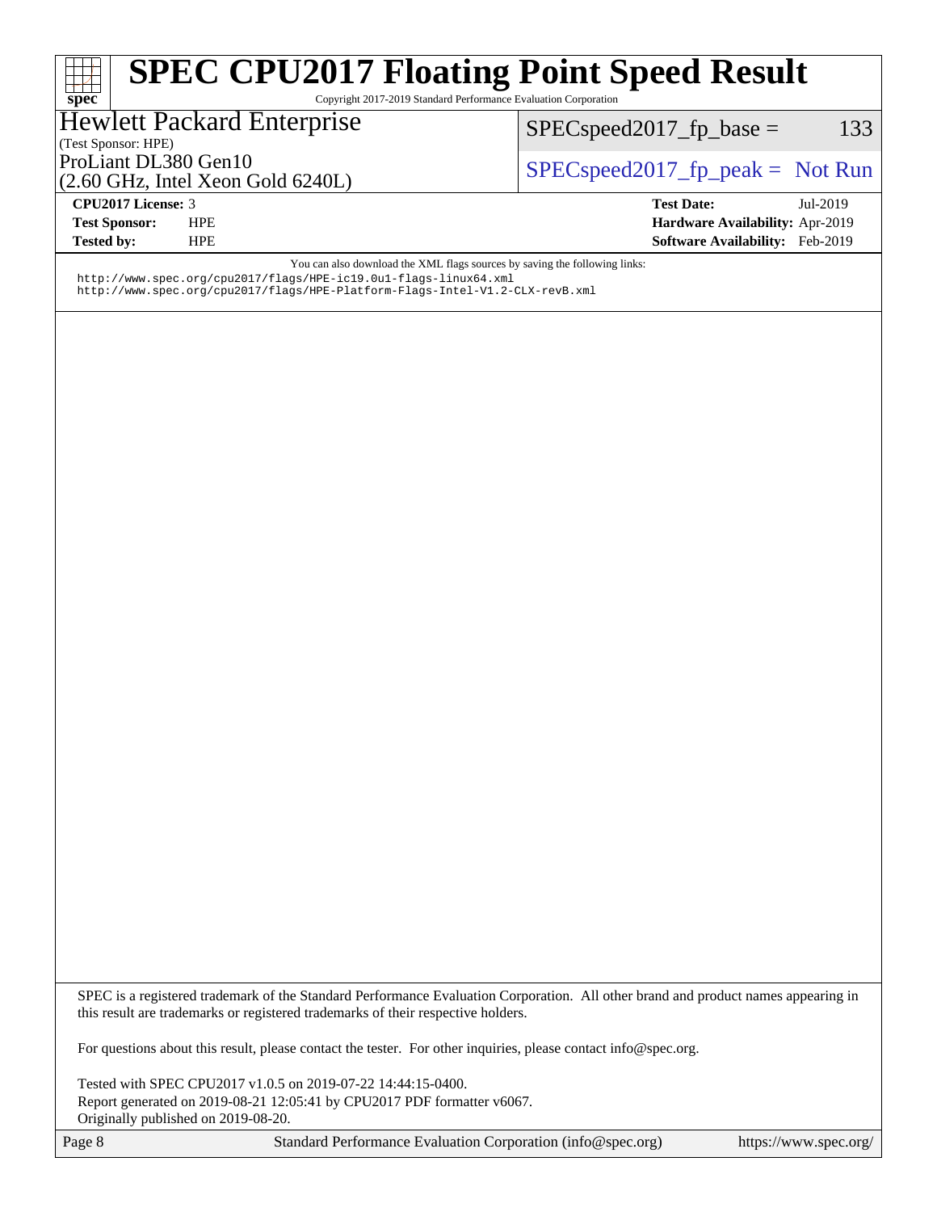# SPEC CPU2017 Floating Point Speed Result

Copyright 2017-2019 Standard Performance Evaluation Corporation

## Hewlett Packard Enterprise

(Test Sponsor: HPE)

ProLiant DL380 Gen10
(2.60 GHz, Intel Xeon Gold 6240L)

SPECspeed2017_fp_base = 133

SPECspeed2017_fp_peak = Not Run

**CPU2017 License:** 3
**Test Sponsor:** HPE
**Tested by:** HPE

**Test Date:** Jul-2019
**Hardware Availability:** Apr-2019
**Software Availability:** Feb-2019

You can also download the XML flags sources by saving the following links:

http://www.spec.org/cpu2017/flags/HPE-ic19.0u1-flags-linux64.xml
http://www.spec.org/cpu2017/flags/HPE-Platform-Flags-Intel-V1.2-CLX-revB.xml

SPEC is a registered trademark of the Standard Performance Evaluation Corporation. All other brand and product names appearing in this result are trademarks or registered trademarks of their respective holders.

For questions about this result, please contact the tester. For other inquiries, please contact info@spec.org.

Tested with SPEC CPU2017 v1.0.5 on 2019-07-22 14:44:15-0400.
Report generated on 2019-08-21 12:05:41 by CPU2017 PDF formatter v6067.
Originally published on 2019-08-20.